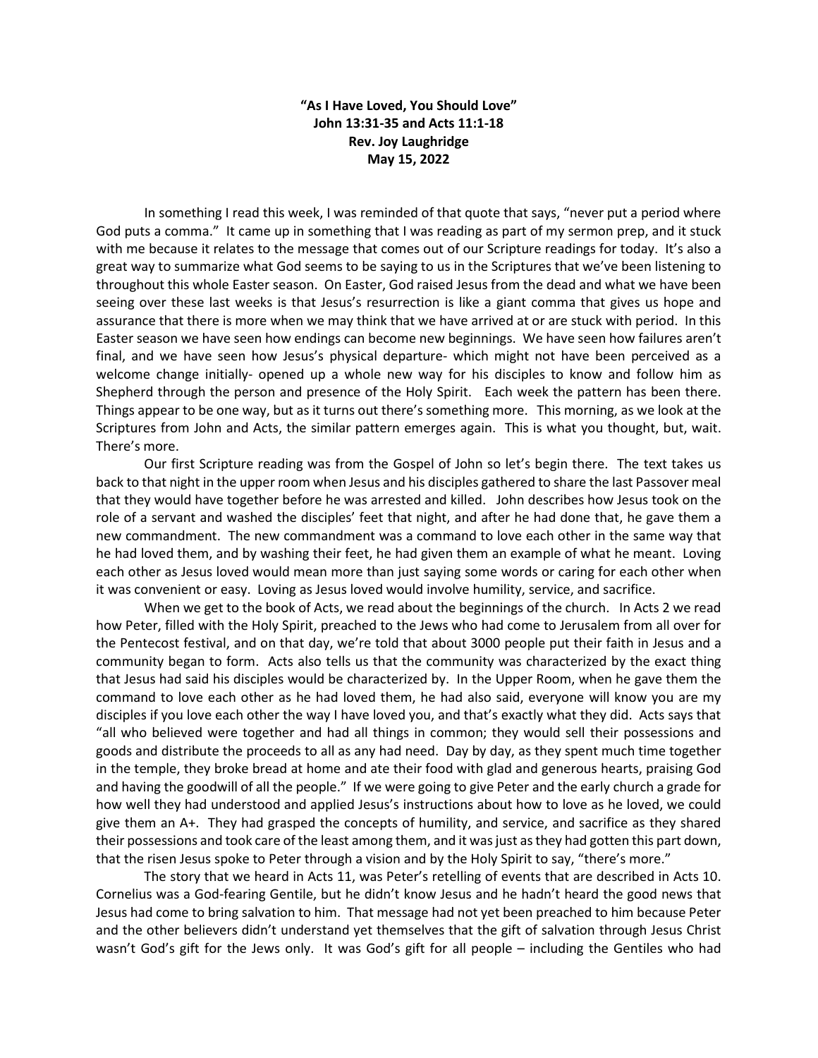**"As I Have Loved, You Should Love"**
**John 13:31-35 and Acts 11:1-18**
**Rev. Joy Laughridge**
**May 15, 2022**

In something I read this week, I was reminded of that quote that says, "never put a period where God puts a comma." It came up in something that I was reading as part of my sermon prep, and it stuck with me because it relates to the message that comes out of our Scripture readings for today. It's also a great way to summarize what God seems to be saying to us in the Scriptures that we've been listening to throughout this whole Easter season. On Easter, God raised Jesus from the dead and what we have been seeing over these last weeks is that Jesus's resurrection is like a giant comma that gives us hope and assurance that there is more when we may think that we have arrived at or are stuck with period. In this Easter season we have seen how endings can become new beginnings. We have seen how failures aren't final, and we have seen how Jesus's physical departure- which might not have been perceived as a welcome change initially- opened up a whole new way for his disciples to know and follow him as Shepherd through the person and presence of the Holy Spirit. Each week the pattern has been there. Things appear to be one way, but as it turns out there's something more. This morning, as we look at the Scriptures from John and Acts, the similar pattern emerges again. This is what you thought, but, wait. There's more.

Our first Scripture reading was from the Gospel of John so let's begin there. The text takes us back to that night in the upper room when Jesus and his disciples gathered to share the last Passover meal that they would have together before he was arrested and killed. John describes how Jesus took on the role of a servant and washed the disciples' feet that night, and after he had done that, he gave them a new commandment. The new commandment was a command to love each other in the same way that he had loved them, and by washing their feet, he had given them an example of what he meant. Loving each other as Jesus loved would mean more than just saying some words or caring for each other when it was convenient or easy. Loving as Jesus loved would involve humility, service, and sacrifice.

When we get to the book of Acts, we read about the beginnings of the church. In Acts 2 we read how Peter, filled with the Holy Spirit, preached to the Jews who had come to Jerusalem from all over for the Pentecost festival, and on that day, we're told that about 3000 people put their faith in Jesus and a community began to form. Acts also tells us that the community was characterized by the exact thing that Jesus had said his disciples would be characterized by. In the Upper Room, when he gave them the command to love each other as he had loved them, he had also said, everyone will know you are my disciples if you love each other the way I have loved you, and that's exactly what they did. Acts says that "all who believed were together and had all things in common; they would sell their possessions and goods and distribute the proceeds to all as any had need. Day by day, as they spent much time together in the temple, they broke bread at home and ate their food with glad and generous hearts, praising God and having the goodwill of all the people." If we were going to give Peter and the early church a grade for how well they had understood and applied Jesus's instructions about how to love as he loved, we could give them an A+. They had grasped the concepts of humility, and service, and sacrifice as they shared their possessions and took care of the least among them, and it was just as they had gotten this part down, that the risen Jesus spoke to Peter through a vision and by the Holy Spirit to say, "there's more."

The story that we heard in Acts 11, was Peter's retelling of events that are described in Acts 10. Cornelius was a God-fearing Gentile, but he didn't know Jesus and he hadn't heard the good news that Jesus had come to bring salvation to him. That message had not yet been preached to him because Peter and the other believers didn't understand yet themselves that the gift of salvation through Jesus Christ wasn't God's gift for the Jews only. It was God's gift for all people – including the Gentiles who had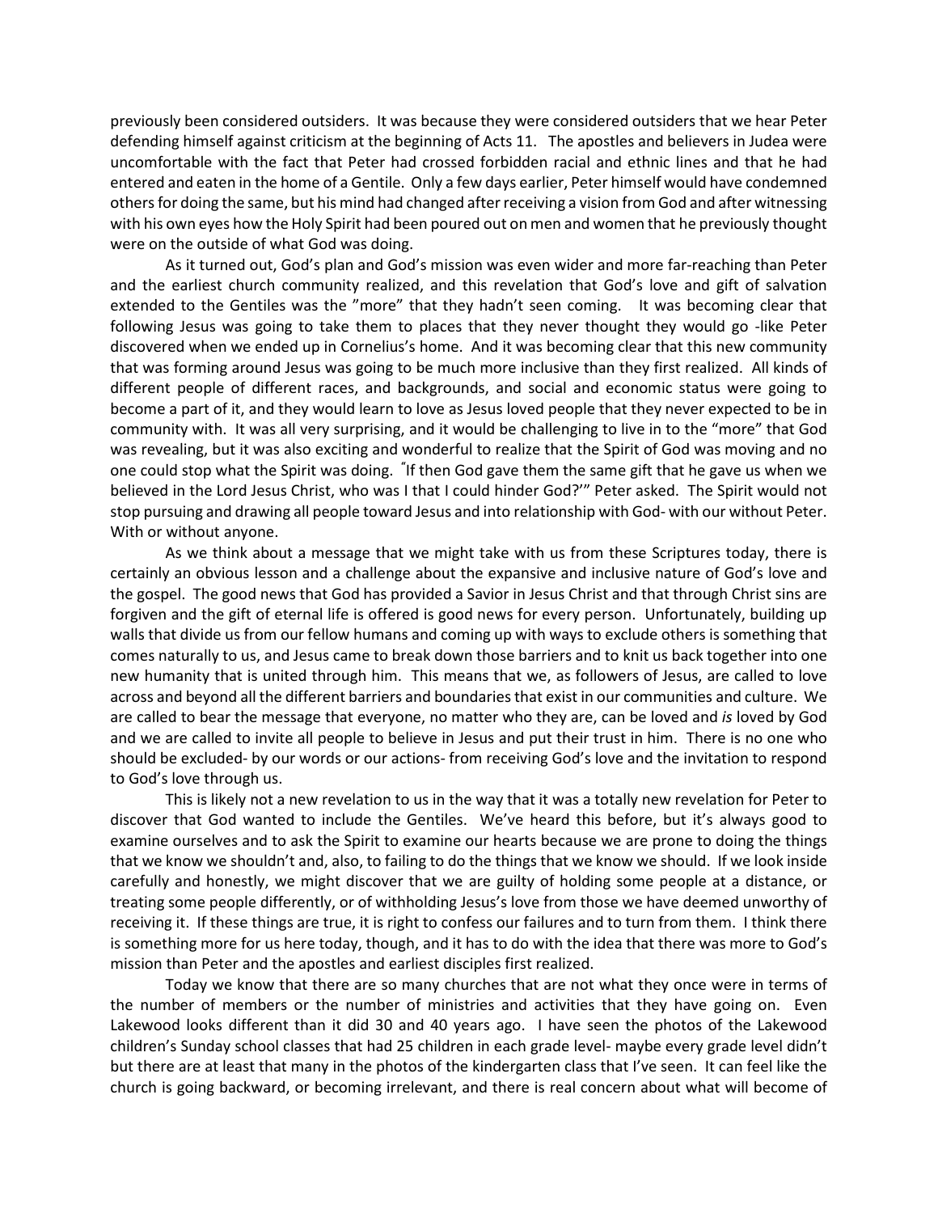previously been considered outsiders. It was because they were considered outsiders that we hear Peter defending himself against criticism at the beginning of Acts 11. The apostles and believers in Judea were uncomfortable with the fact that Peter had crossed forbidden racial and ethnic lines and that he had entered and eaten in the home of a Gentile. Only a few days earlier, Peter himself would have condemned others for doing the same, but his mind had changed after receiving a vision from God and after witnessing with his own eyes how the Holy Spirit had been poured out on men and women that he previously thought were on the outside of what God was doing.

As it turned out, God's plan and God's mission was even wider and more far-reaching than Peter and the earliest church community realized, and this revelation that God's love and gift of salvation extended to the Gentiles was the "more" that they hadn't seen coming. It was becoming clear that following Jesus was going to take them to places that they never thought they would go -like Peter discovered when we ended up in Cornelius's home. And it was becoming clear that this new community that was forming around Jesus was going to be much more inclusive than they first realized. All kinds of different people of different races, and backgrounds, and social and economic status were going to become a part of it, and they would learn to love as Jesus loved people that they never expected to be in community with. It was all very surprising, and it would be challenging to live in to the "more" that God was revealing, but it was also exciting and wonderful to realize that the Spirit of God was moving and no one could stop what the Spirit was doing. "If then God gave them the same gift that he gave us when we believed in the Lord Jesus Christ, who was I that I could hinder God?'" Peter asked. The Spirit would not stop pursuing and drawing all people toward Jesus and into relationship with God- with our without Peter. With or without anyone.

As we think about a message that we might take with us from these Scriptures today, there is certainly an obvious lesson and a challenge about the expansive and inclusive nature of God's love and the gospel. The good news that God has provided a Savior in Jesus Christ and that through Christ sins are forgiven and the gift of eternal life is offered is good news for every person. Unfortunately, building up walls that divide us from our fellow humans and coming up with ways to exclude others is something that comes naturally to us, and Jesus came to break down those barriers and to knit us back together into one new humanity that is united through him. This means that we, as followers of Jesus, are called to love across and beyond all the different barriers and boundaries that exist in our communities and culture. We are called to bear the message that everyone, no matter who they are, can be loved and *is* loved by God and we are called to invite all people to believe in Jesus and put their trust in him. There is no one who should be excluded- by our words or our actions- from receiving God's love and the invitation to respond to God's love through us.

This is likely not a new revelation to us in the way that it was a totally new revelation for Peter to discover that God wanted to include the Gentiles. We've heard this before, but it's always good to examine ourselves and to ask the Spirit to examine our hearts because we are prone to doing the things that we know we shouldn't and, also, to failing to do the things that we know we should. If we look inside carefully and honestly, we might discover that we are guilty of holding some people at a distance, or treating some people differently, or of withholding Jesus's love from those we have deemed unworthy of receiving it. If these things are true, it is right to confess our failures and to turn from them. I think there is something more for us here today, though, and it has to do with the idea that there was more to God's mission than Peter and the apostles and earliest disciples first realized.

Today we know that there are so many churches that are not what they once were in terms of the number of members or the number of ministries and activities that they have going on. Even Lakewood looks different than it did 30 and 40 years ago. I have seen the photos of the Lakewood children's Sunday school classes that had 25 children in each grade level- maybe every grade level didn't but there are at least that many in the photos of the kindergarten class that I've seen. It can feel like the church is going backward, or becoming irrelevant, and there is real concern about what will become of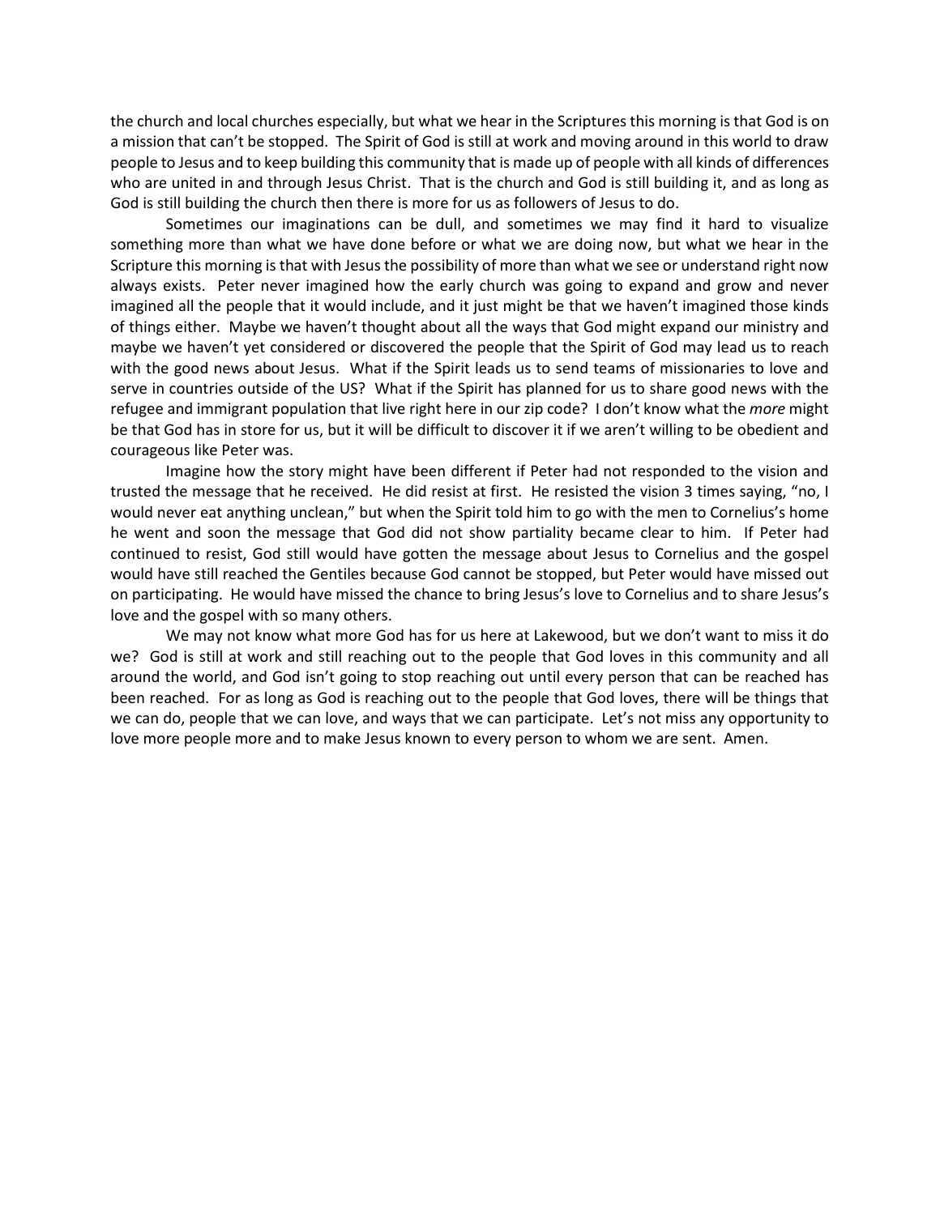the church and local churches especially, but what we hear in the Scriptures this morning is that God is on a mission that can't be stopped. The Spirit of God is still at work and moving around in this world to draw people to Jesus and to keep building this community that is made up of people with all kinds of differences who are united in and through Jesus Christ. That is the church and God is still building it, and as long as God is still building the church then there is more for us as followers of Jesus to do.

Sometimes our imaginations can be dull, and sometimes we may find it hard to visualize something more than what we have done before or what we are doing now, but what we hear in the Scripture this morning is that with Jesus the possibility of more than what we see or understand right now always exists. Peter never imagined how the early church was going to expand and grow and never imagined all the people that it would include, and it just might be that we haven't imagined those kinds of things either. Maybe we haven't thought about all the ways that God might expand our ministry and maybe we haven't yet considered or discovered the people that the Spirit of God may lead us to reach with the good news about Jesus. What if the Spirit leads us to send teams of missionaries to love and serve in countries outside of the US? What if the Spirit has planned for us to share good news with the refugee and immigrant population that live right here in our zip code? I don't know what the *more* might be that God has in store for us, but it will be difficult to discover it if we aren't willing to be obedient and courageous like Peter was.

Imagine how the story might have been different if Peter had not responded to the vision and trusted the message that he received. He did resist at first. He resisted the vision 3 times saying, "no, I would never eat anything unclean," but when the Spirit told him to go with the men to Cornelius's home he went and soon the message that God did not show partiality became clear to him. If Peter had continued to resist, God still would have gotten the message about Jesus to Cornelius and the gospel would have still reached the Gentiles because God cannot be stopped, but Peter would have missed out on participating. He would have missed the chance to bring Jesus's love to Cornelius and to share Jesus's love and the gospel with so many others.

We may not know what more God has for us here at Lakewood, but we don't want to miss it do we? God is still at work and still reaching out to the people that God loves in this community and all around the world, and God isn't going to stop reaching out until every person that can be reached has been reached. For as long as God is reaching out to the people that God loves, there will be things that we can do, people that we can love, and ways that we can participate. Let's not miss any opportunity to love more people more and to make Jesus known to every person to whom we are sent. Amen.